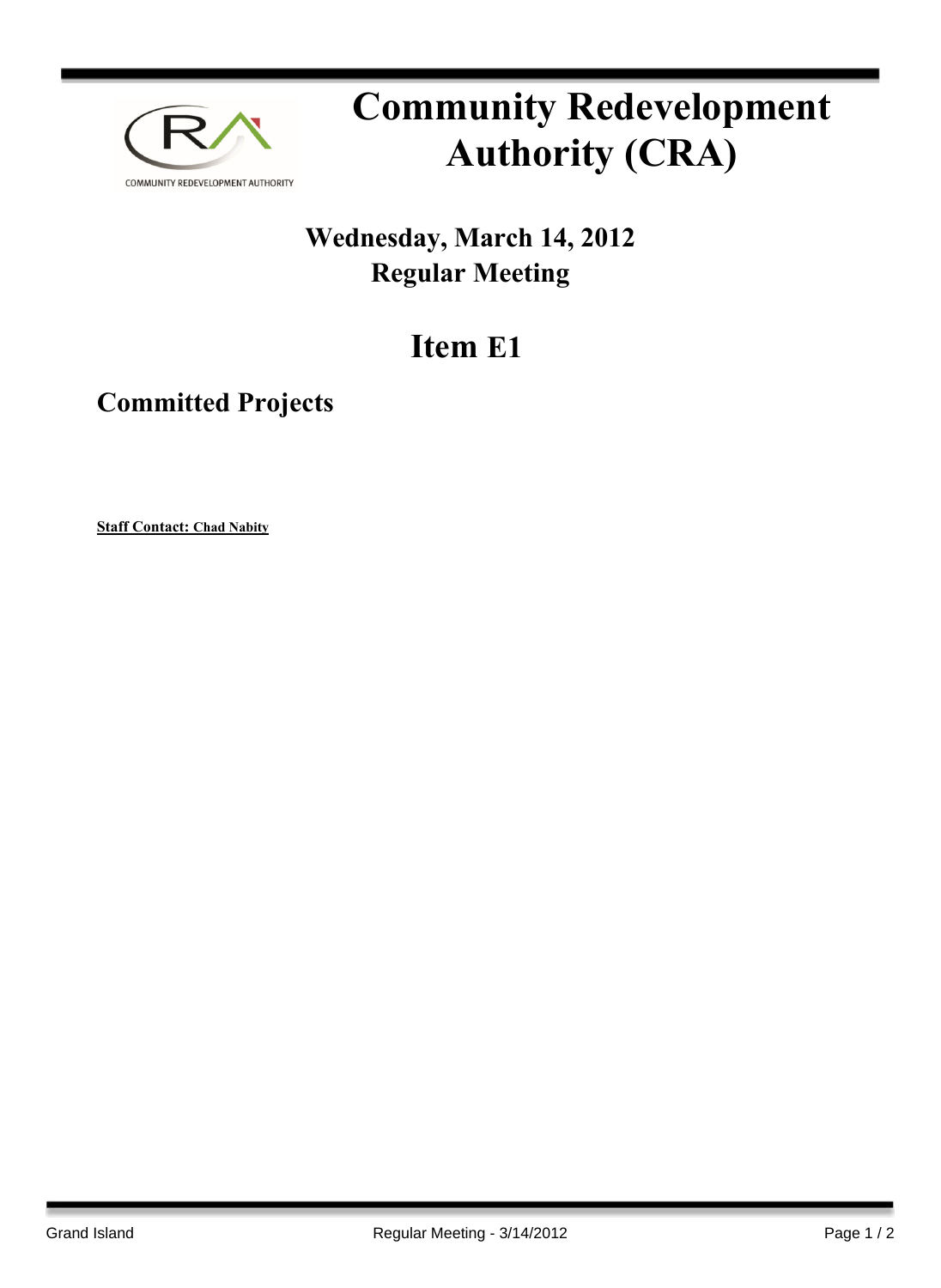# Community Redevelopment Authority (CRA)

## Wednesday, March 14, 2012
## Regular Meeting

# Item E1

## Committed Projects

**Staff Contact: Chad Nabity**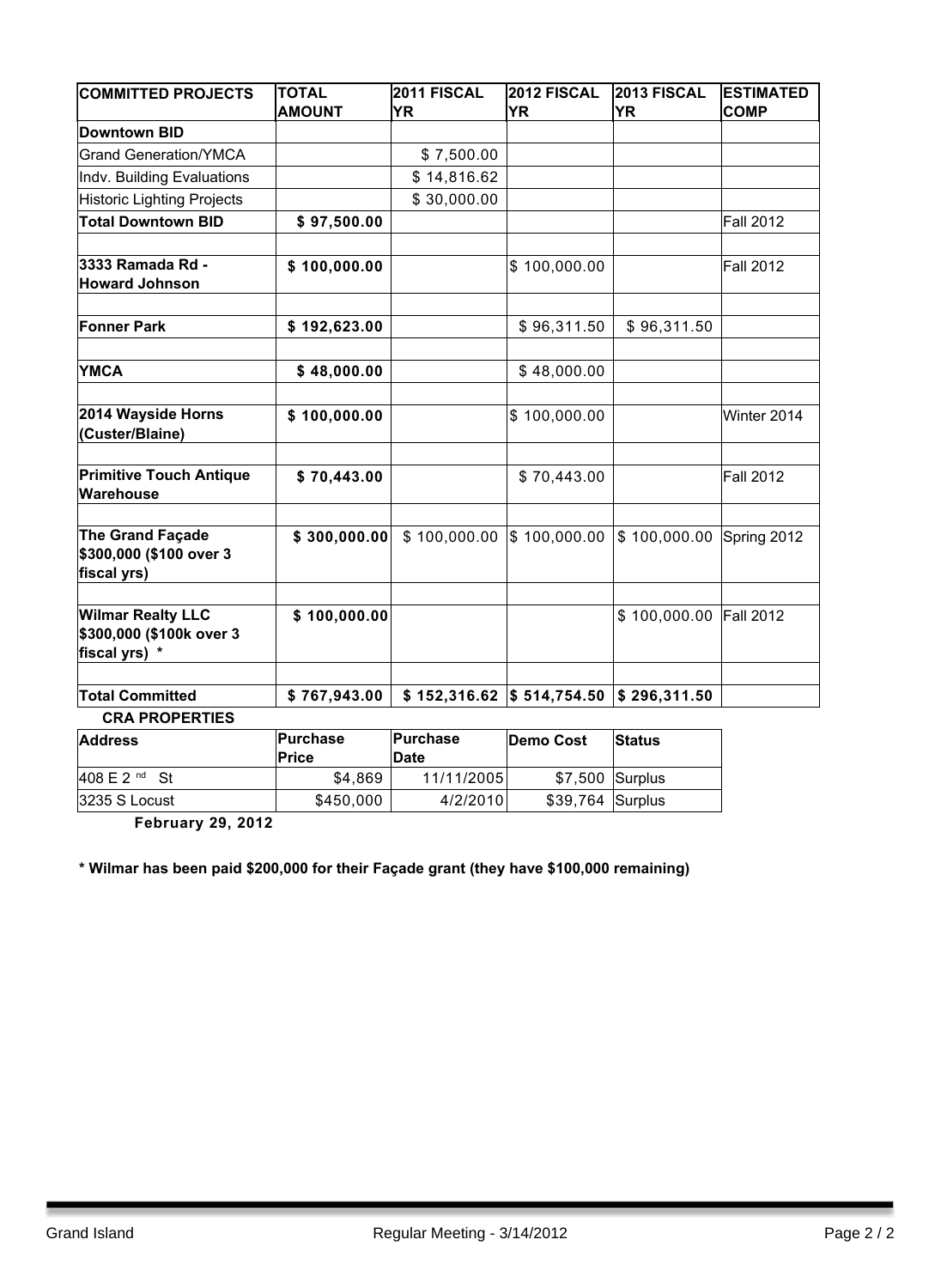| COMMITTED PROJECTS | TOTAL AMOUNT | 2011 FISCAL YR | 2012 FISCAL YR | 2013 FISCAL YR | ESTIMATED COMP |
|---|---|---|---|---|---|
| **Downtown BID** | | | | | |
| Grand Generation/YMCA | | $ 7,500.00 | | | |
| Indv. Building Evaluations | | $ 14,816.62 | | | |
| Historic Lighting Projects | | $ 30,000.00 | | | |
| **Total Downtown BID** | **$ 97,500.00** | | | | Fall 2012 |
| | | | | | |
| **3333 Ramada Rd - Howard Johnson** | **$ 100,000.00** | | $ 100,000.00 | | Fall 2012 |
| | | | | | |
| **Fonner Park** | **$ 192,623.00** | | $ 96,311.50 | $ 96,311.50 | |
| | | | | | |
| **YMCA** | **$ 48,000.00** | | $ 48,000.00 | | |
| | | | | | |
| **2014 Wayside Horns (Custer/Blaine)** | **$ 100,000.00** | | $ 100,000.00 | | Winter 2014 |
| | | | | | |
| **Primitive Touch Antique Warehouse** | **$ 70,443.00** | | $ 70,443.00 | | Fall 2012 |
| | | | | | |
| **The Grand Façade $300,000 ($100 over 3 fiscal yrs)** | **$ 300,000.00** | $ 100,000.00 | $ 100,000.00 | $ 100,000.00 | Spring 2012 |
| | | | | | |
| **Wilmar Realty LLC $300,000 ($100k over 3 fiscal yrs) *** | **$ 100,000.00** | | | $ 100,000.00 | Fall 2012 |
| | | | | | |
| **Total Committed** | **$ 767,943.00** | **$ 152,316.62** | **$ 514,754.50** | **$ 296,311.50** | |

**CRA PROPERTIES**

| Address | Purchase Price | Purchase Date | Demo Cost | Status |
|---|---|---|---|---|
| 408 E 2nd St | $4,869 | 11/11/2005 | $7,500 | Surplus |
| 3235 S Locust | $450,000 | 4/2/2010 | $39,764 | Surplus |

**February 29, 2012**

**\* Wilmar has been paid $200,000 for their Façade grant (they have $100,000 remaining)**